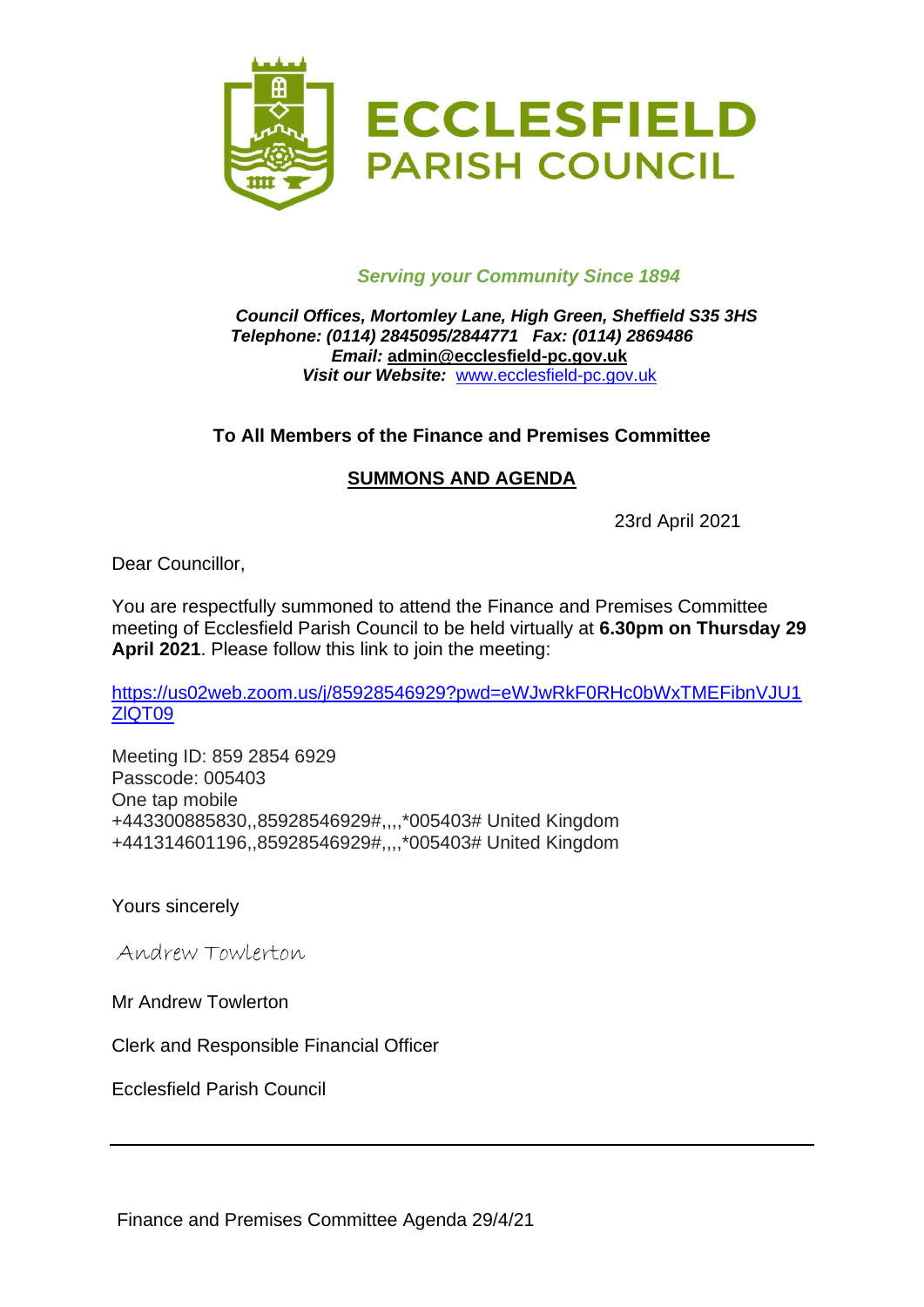# ECCLESFIELD PARISH COUNCIL

*Serving your Community Since 1894*

***Council Offices, Mortomley Lane, High Green, Sheffield S35 3HS***
***Telephone: (0114) 2845095/2844771 Fax: (0114) 2869486***
***Email:* admin@ecclesfield-pc.gov.uk**
***Visit our Website:*** www.ecclesfield-pc.gov.uk

**To All Members of the Finance and Premises Committee**

## SUMMONS AND AGENDA

23rd April 2021

Dear Councillor,

You are respectfully summoned to attend the Finance and Premises Committee meeting of Ecclesfield Parish Council to be held virtually at **6.30pm on Thursday 29 April 2021**. Please follow this link to join the meeting:

https://us02web.zoom.us/j/85928546929?pwd=eWJwRkF0RHc0bWxTMEFibnVJU1ZlQT09

Meeting ID: 859 2854 6929
Passcode: 005403
One tap mobile
+443300885830,,85928546929#,,,,*005403# United Kingdom
+441314601196,,85928546929#,,,,*005403# United Kingdom

Yours sincerely

Andrew Towlerton

Mr Andrew Towlerton

Clerk and Responsible Financial Officer

Ecclesfield Parish Council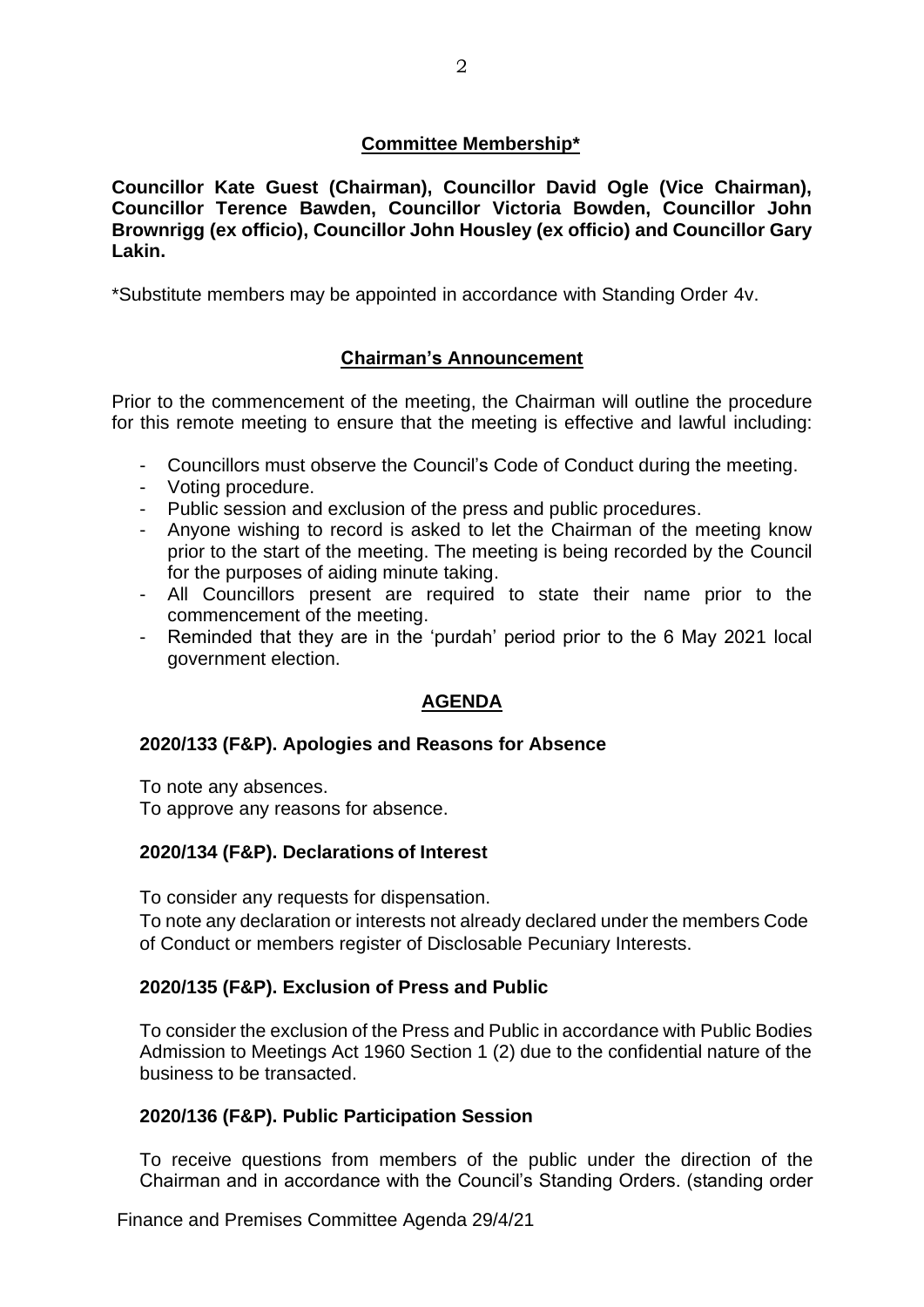## Committee Membership*

**Councillor Kate Guest (Chairman), Councillor David Ogle (Vice Chairman), Councillor Terence Bawden, Councillor Victoria Bowden, Councillor John Brownrigg (ex officio), Councillor John Housley (ex officio) and Councillor Gary Lakin.**

*Substitute members may be appointed in accordance with Standing Order 4v.

## Chairman's Announcement

Prior to the commencement of the meeting, the Chairman will outline the procedure for this remote meeting to ensure that the meeting is effective and lawful including:

- Councillors must observe the Council's Code of Conduct during the meeting.
- Voting procedure.
- Public session and exclusion of the press and public procedures.
- Anyone wishing to record is asked to let the Chairman of the meeting know prior to the start of the meeting. The meeting is being recorded by the Council for the purposes of aiding minute taking.
- All Councillors present are required to state their name prior to the commencement of the meeting.
- Reminded that they are in the 'purdah' period prior to the 6 May 2021 local government election.

## AGENDA

### 2020/133 (F&P). Apologies and Reasons for Absence

To note any absences.
To approve any reasons for absence.

### 2020/134 (F&P). Declarations of Interest

To consider any requests for dispensation.
To note any declaration or interests not already declared under the members Code of Conduct or members register of Disclosable Pecuniary Interests.

### 2020/135 (F&P). Exclusion of Press and Public

To consider the exclusion of the Press and Public in accordance with Public Bodies Admission to Meetings Act 1960 Section 1 (2) due to the confidential nature of the business to be transacted.

### 2020/136 (F&P). Public Participation Session

To receive questions from members of the public under the direction of the Chairman and in accordance with the Council's Standing Orders. (standing order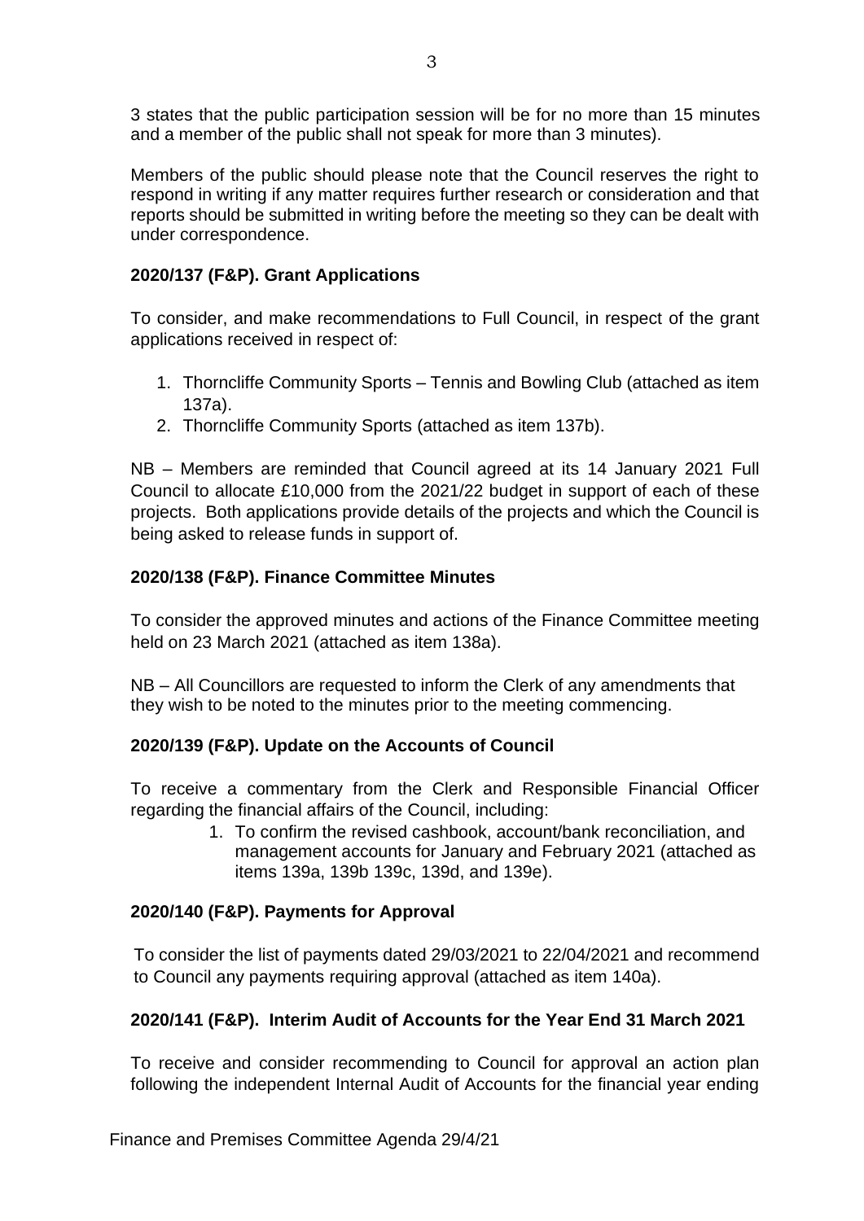3 states that the public participation session will be for no more than 15 minutes and a member of the public shall not speak for more than 3 minutes).

Members of the public should please note that the Council reserves the right to respond in writing if any matter requires further research or consideration and that reports should be submitted in writing before the meeting so they can be dealt with under correspondence.

**2020/137 (F&P). Grant Applications**

To consider, and make recommendations to Full Council, in respect of the grant applications received in respect of:

1. Thorncliffe Community Sports – Tennis and Bowling Club (attached as item 137a).
2. Thorncliffe Community Sports (attached as item 137b).

NB – Members are reminded that Council agreed at its 14 January 2021 Full Council to allocate £10,000 from the 2021/22 budget in support of each of these projects. Both applications provide details of the projects and which the Council is being asked to release funds in support of.

**2020/138 (F&P). Finance Committee Minutes**

To consider the approved minutes and actions of the Finance Committee meeting held on 23 March 2021 (attached as item 138a).

NB – All Councillors are requested to inform the Clerk of any amendments that they wish to be noted to the minutes prior to the meeting commencing.

**2020/139 (F&P). Update on the Accounts of Council**

To receive a commentary from the Clerk and Responsible Financial Officer regarding the financial affairs of the Council, including:

1. To confirm the revised cashbook, account/bank reconciliation, and management accounts for January and February 2021 (attached as items 139a, 139b 139c, 139d, and 139e).

**2020/140 (F&P). Payments for Approval**

To consider the list of payments dated 29/03/2021 to 22/04/2021 and recommend to Council any payments requiring approval (attached as item 140a).

**2020/141 (F&P). Interim Audit of Accounts for the Year End 31 March 2021**

To receive and consider recommending to Council for approval an action plan following the independent Internal Audit of Accounts for the financial year ending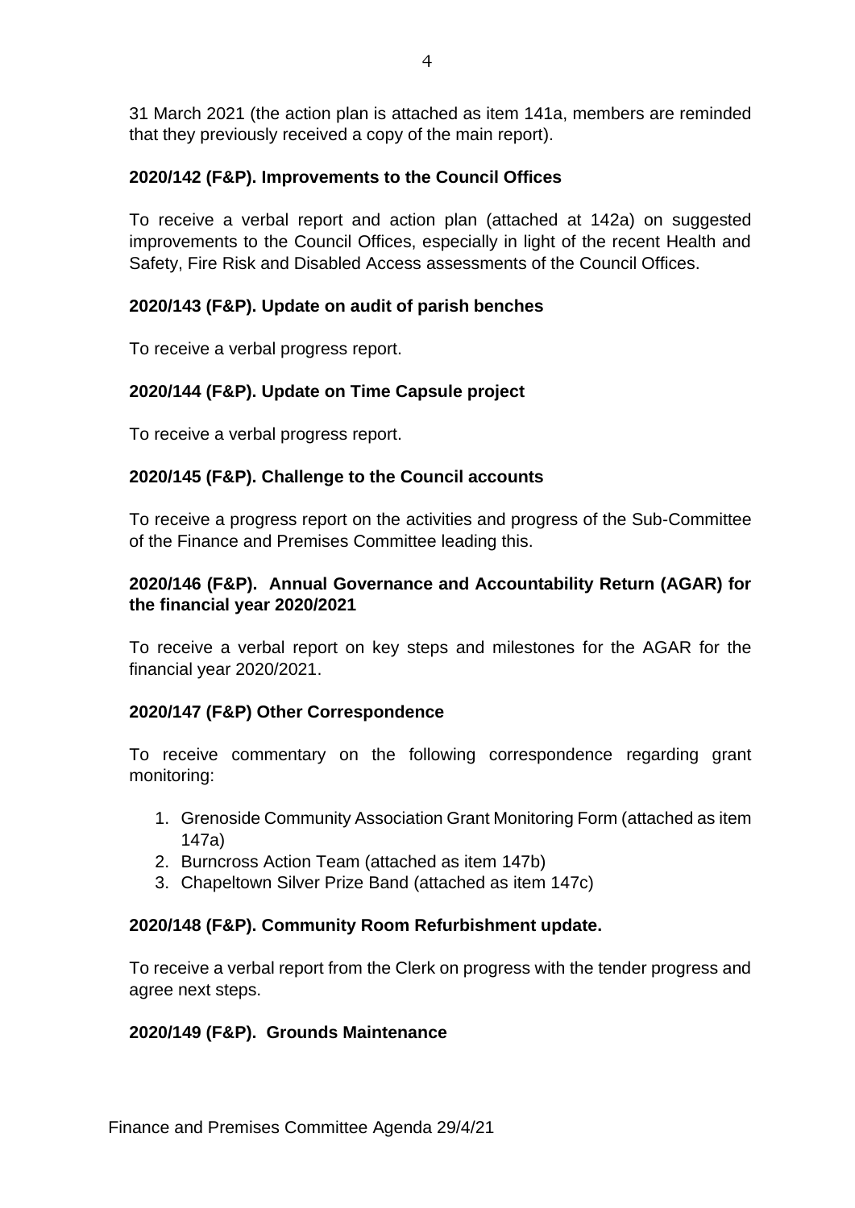31 March 2021 (the action plan is attached as item 141a, members are reminded that they previously received a copy of the main report).

**2020/142 (F&P). Improvements to the Council Offices**

To receive a verbal report and action plan (attached at 142a) on suggested improvements to the Council Offices, especially in light of the recent Health and Safety, Fire Risk and Disabled Access assessments of the Council Offices.

**2020/143 (F&P). Update on audit of parish benches**

To receive a verbal progress report.

**2020/144 (F&P). Update on Time Capsule project**

To receive a verbal progress report.

**2020/145 (F&P). Challenge to the Council accounts**

To receive a progress report on the activities and progress of the Sub-Committee of the Finance and Premises Committee leading this.

**2020/146 (F&P). Annual Governance and Accountability Return (AGAR) for the financial year 2020/2021**

To receive a verbal report on key steps and milestones for the AGAR for the financial year 2020/2021.

**2020/147 (F&P) Other Correspondence**

To receive commentary on the following correspondence regarding grant monitoring:

1. Grenoside Community Association Grant Monitoring Form (attached as item 147a)
2. Burncross Action Team (attached as item 147b)
3. Chapeltown Silver Prize Band (attached as item 147c)

**2020/148 (F&P). Community Room Refurbishment update.**

To receive a verbal report from the Clerk on progress with the tender progress and agree next steps.

**2020/149 (F&P). Grounds Maintenance**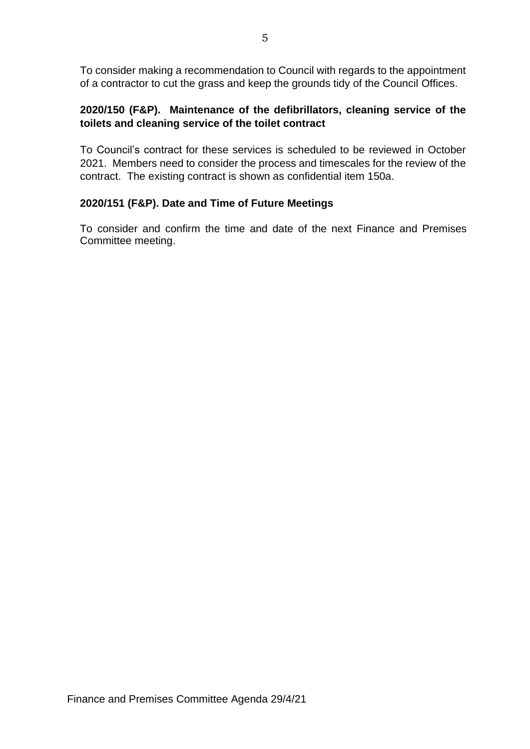To consider making a recommendation to Council with regards to the appointment of a contractor to cut the grass and keep the grounds tidy of the Council Offices.

**2020/150 (F&P). Maintenance of the defibrillators, cleaning service of the toilets and cleaning service of the toilet contract**

To Council's contract for these services is scheduled to be reviewed in October 2021. Members need to consider the process and timescales for the review of the contract. The existing contract is shown as confidential item 150a.

**2020/151 (F&P). Date and Time of Future Meetings**

To consider and confirm the time and date of the next Finance and Premises Committee meeting.